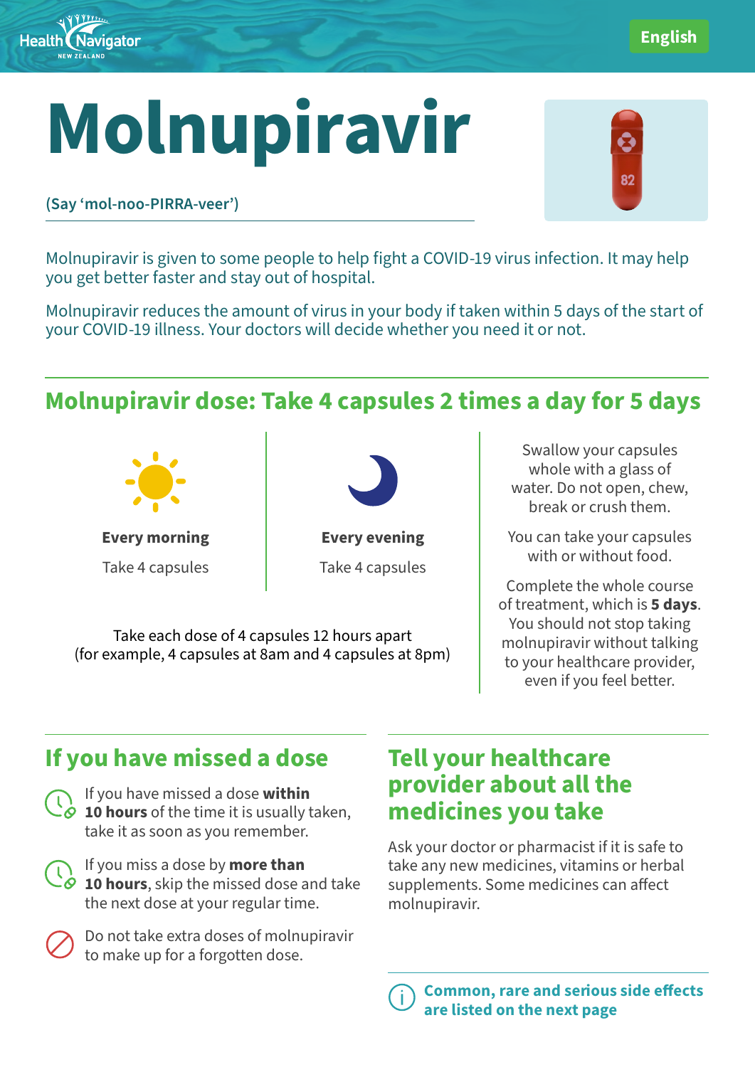Health Navigator NEW ZEALAND

English

# Molnupiravir

(Say 'mol-noo-PIRRA-veer')

Molnupiravir is given to some people to help fight a COVID-19 virus infection. It may help you get better faster and stay out of hospital.

Molnupiravir reduces the amount of virus in your body if taken within 5 days of the start of your COVID-19 illness. Your doctors will decide whether you need it or not.

## Molnupiravir dose: Take 4 capsules 2 times a day for 5 days

**Every morning**

Take 4 capsules

**Every evening**

Take 4 capsules

Take each dose of 4 capsules 12 hours apart (for example, 4 capsules at 8am and 4 capsules at 8pm)

Swallow your capsules whole with a glass of water. Do not open, chew, break or crush them.

You can take your capsules with or without food.

Complete the whole course of treatment, which is **5 days**. You should not stop taking molnupiravir without talking to your healthcare provider, even if you feel better.

## If you have missed a dose

- If you have missed a dose **within 10 hours** of the time it is usually taken, take it as soon as you remember.
- If you miss a dose by **more than 10 hours**, skip the missed dose and take the next dose at your regular time.
- Do not take extra doses of molnupiravir to make up for a forgotten dose.

## Tell your healthcare provider about all the medicines you take

Ask your doctor or pharmacist if it is safe to take any new medicines, vitamins or herbal supplements. Some medicines can affect molnupiravir.

**Common, rare and serious side effects are listed on the next page**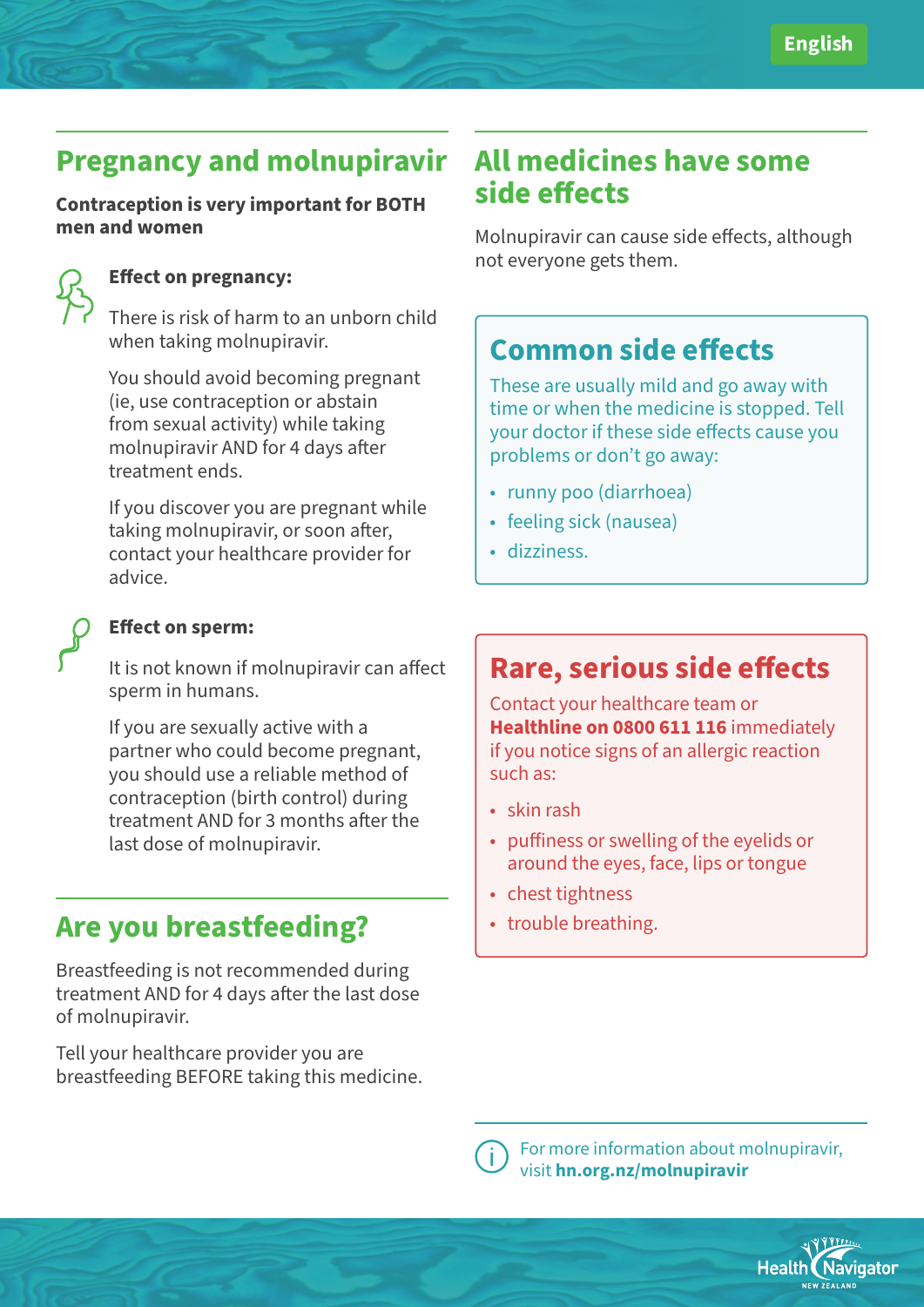English

## Pregnancy and molnupiravir

**Contraception is very important for BOTH men and women**

**Effect on pregnancy:**

There is risk of harm to an unborn child when taking molnupiravir.

You should avoid becoming pregnant (ie, use contraception or abstain from sexual activity) while taking molnupiravir AND for 4 days after treatment ends.

If you discover you are pregnant while taking molnupiravir, or soon after, contact your healthcare provider for advice.

**Effect on sperm:**

It is not known if molnupiravir can affect sperm in humans.

If you are sexually active with a partner who could become pregnant, you should use a reliable method of contraception (birth control) during treatment AND for 3 months after the last dose of molnupiravir.

## Are you breastfeeding?

Breastfeeding is not recommended during treatment AND for 4 days after the last dose of molnupiravir.

Tell your healthcare provider you are breastfeeding BEFORE taking this medicine.

## All medicines have some side effects

Molnupiravir can cause side effects, although not everyone gets them.

### Common side effects

These are usually mild and go away with time or when the medicine is stopped. Tell your doctor if these side effects cause you problems or don't go away:

- runny poo (diarrhoea)
- feeling sick (nausea)
- dizziness.

### Rare, serious side effects

Contact your healthcare team or **Healthline on 0800 611 116** immediately if you notice signs of an allergic reaction such as:

- skin rash
- puffiness or swelling of the eyelids or around the eyes, face, lips or tongue
- chest tightness
- trouble breathing.

For more information about molnupiravir, visit **hn.org.nz/molnupiravir**

Health Navigator NEW ZEALAND